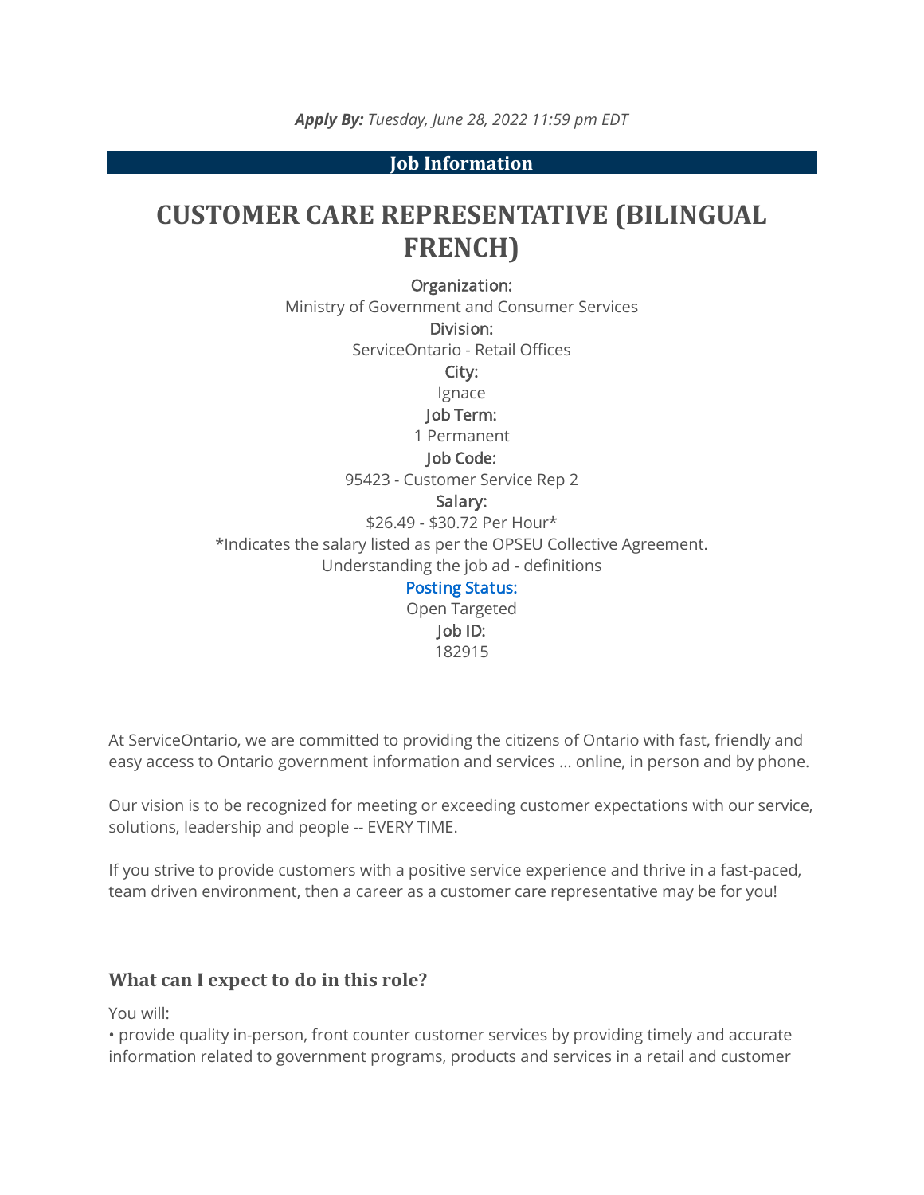***Apply By:*** *Tuesday, June 28, 2022 11:59 pm EDT*

## Job Information

# CUSTOMER CARE REPRESENTATIVE (BILINGUAL FRENCH)

**Organization:**
Ministry of Government and Consumer Services
**Division:**
ServiceOntario - Retail Offices
**City:**
Ignace
**Job Term:**
1 Permanent
**Job Code:**
95423 - Customer Service Rep 2
**Salary:**
$26.49 - $30.72 Per Hour*
*Indicates the salary listed as per the OPSEU Collective Agreement.
Understanding the job ad - definitions
**Posting Status:**
Open Targeted
**Job ID:**
182915

---

At ServiceOntario, we are committed to providing the citizens of Ontario with fast, friendly and easy access to Ontario government information and services ... online, in person and by phone.

Our vision is to be recognized for meeting or exceeding customer expectations with our service, solutions, leadership and people -- EVERY TIME.

If you strive to provide customers with a positive service experience and thrive in a fast-paced, team driven environment, then a career as a customer care representative may be for you!

### What can I expect to do in this role?

You will:
• provide quality in-person, front counter customer services by providing timely and accurate information related to government programs, products and services in a retail and customer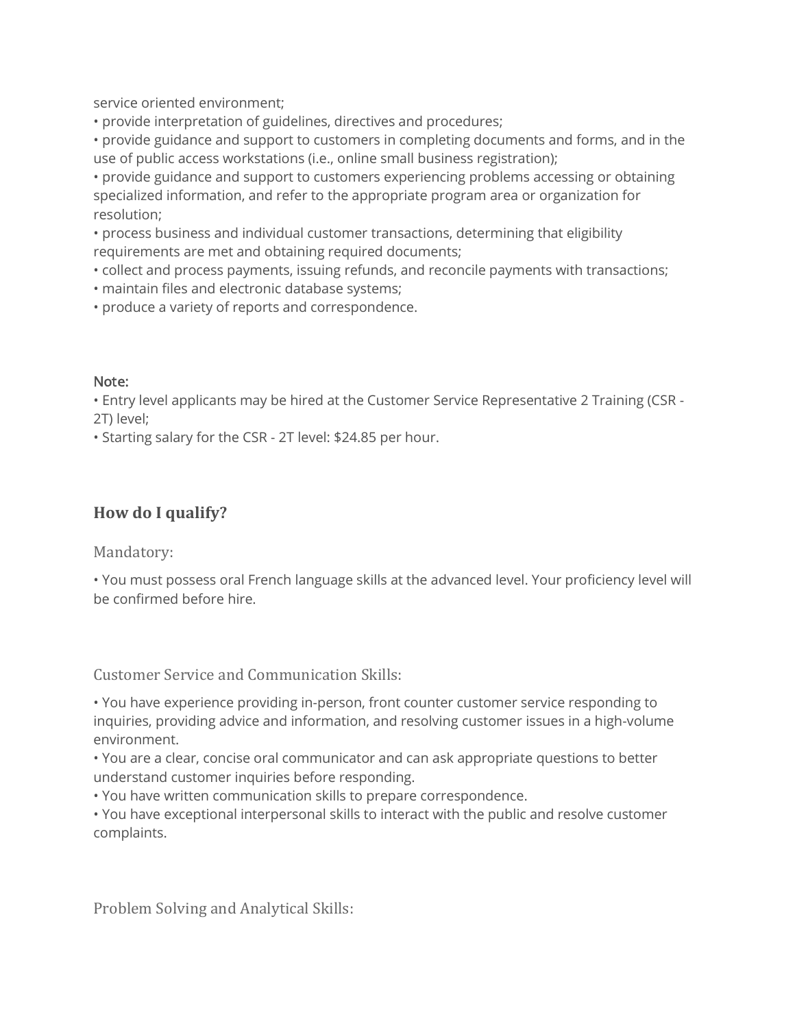service oriented environment;
• provide interpretation of guidelines, directives and procedures;
• provide guidance and support to customers in completing documents and forms, and in the use of public access workstations (i.e., online small business registration);
• provide guidance and support to customers experiencing problems accessing or obtaining specialized information, and refer to the appropriate program area or organization for resolution;
• process business and individual customer transactions, determining that eligibility requirements are met and obtaining required documents;
• collect and process payments, issuing refunds, and reconcile payments with transactions;
• maintain files and electronic database systems;
• produce a variety of reports and correspondence.

Note:
• Entry level applicants may be hired at the Customer Service Representative 2 Training (CSR - 2T) level;
• Starting salary for the CSR - 2T level: $24.85 per hour.

## How do I qualify?

### Mandatory:

• You must possess oral French language skills at the advanced level. Your proficiency level will be confirmed before hire.

### Customer Service and Communication Skills:

• You have experience providing in-person, front counter customer service responding to inquiries, providing advice and information, and resolving customer issues in a high-volume environment.
• You are a clear, concise oral communicator and can ask appropriate questions to better understand customer inquiries before responding.
• You have written communication skills to prepare correspondence.
• You have exceptional interpersonal skills to interact with the public and resolve customer complaints.

### Problem Solving and Analytical Skills: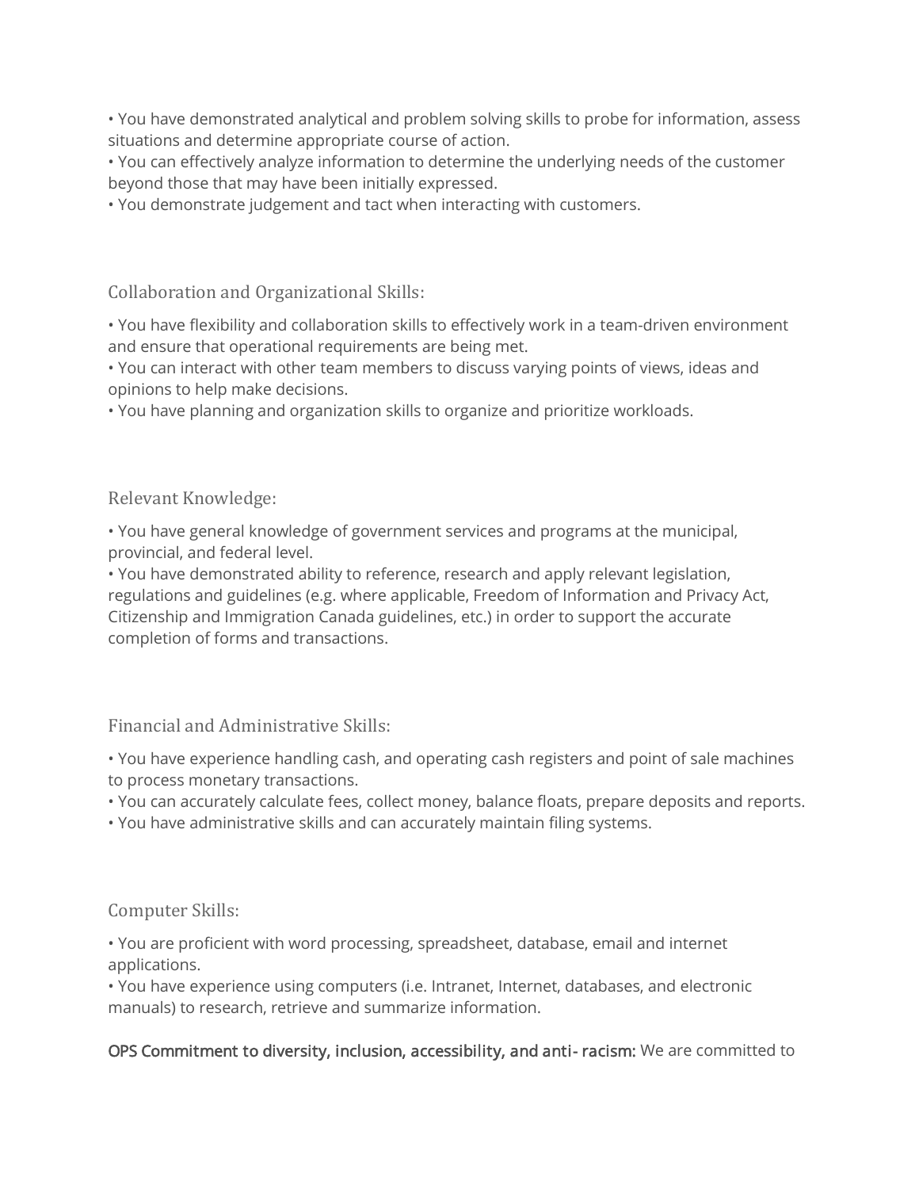• You have demonstrated analytical and problem solving skills to probe for information, assess situations and determine appropriate course of action.
• You can effectively analyze information to determine the underlying needs of the customer beyond those that may have been initially expressed.
• You demonstrate judgement and tact when interacting with customers.

### Collaboration and Organizational Skills:

• You have flexibility and collaboration skills to effectively work in a team-driven environment and ensure that operational requirements are being met.
• You can interact with other team members to discuss varying points of views, ideas and opinions to help make decisions.
• You have planning and organization skills to organize and prioritize workloads.

### Relevant Knowledge:

• You have general knowledge of government services and programs at the municipal, provincial, and federal level.
• You have demonstrated ability to reference, research and apply relevant legislation, regulations and guidelines (e.g. where applicable, Freedom of Information and Privacy Act, Citizenship and Immigration Canada guidelines, etc.) in order to support the accurate completion of forms and transactions.

### Financial and Administrative Skills:

• You have experience handling cash, and operating cash registers and point of sale machines to process monetary transactions.
• You can accurately calculate fees, collect money, balance floats, prepare deposits and reports.
• You have administrative skills and can accurately maintain filing systems.

### Computer Skills:

• You are proficient with word processing, spreadsheet, database, email and internet applications.
• You have experience using computers (i.e. Intranet, Internet, databases, and electronic manuals) to research, retrieve and summarize information.

**OPS Commitment to diversity, inclusion, accessibility, and anti- racism:** We are committed to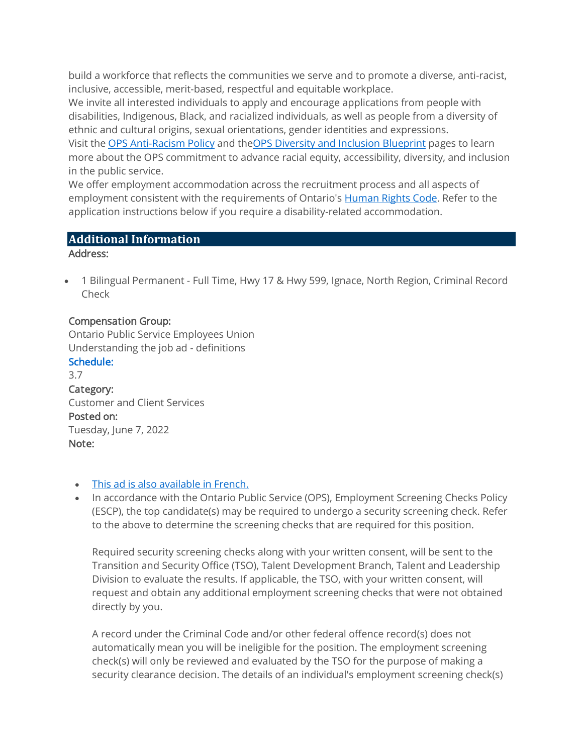build a workforce that reflects the communities we serve and to promote a diverse, anti-racist, inclusive, accessible, merit-based, respectful and equitable workplace.
We invite all interested individuals to apply and encourage applications from people with disabilities, Indigenous, Black, and racialized individuals, as well as people from a diversity of ethnic and cultural origins, sexual orientations, gender identities and expressions.
Visit the [OPS Anti-Racism Policy]() and the[OPS Diversity and Inclusion Blueprint]() pages to learn more about the OPS commitment to advance racial equity, accessibility, diversity, and inclusion in the public service.
We offer employment accommodation across the recruitment process and all aspects of employment consistent with the requirements of Ontario's [Human Rights Code](). Refer to the application instructions below if you require a disability-related accommodation.

## Additional Information

**Address:**

- 1 Bilingual Permanent - Full Time, Hwy 17 & Hwy 599, Ignace, North Region, Criminal Record Check

**Compensation Group:**
Ontario Public Service Employees Union
Understanding the job ad - definitions
**Schedule:**
3.7
**Category:**
Customer and Client Services
**Posted on:**
Tuesday, June 7, 2022
**Note:**

- [This ad is also available in French.]()
- In accordance with the Ontario Public Service (OPS), Employment Screening Checks Policy (ESCP), the top candidate(s) may be required to undergo a security screening check. Refer to the above to determine the screening checks that are required for this position.

  Required security screening checks along with your written consent, will be sent to the Transition and Security Office (TSO), Talent Development Branch, Talent and Leadership Division to evaluate the results. If applicable, the TSO, with your written consent, will request and obtain any additional employment screening checks that were not obtained directly by you.

  A record under the Criminal Code and/or other federal offence record(s) does not automatically mean you will be ineligible for the position. The employment screening check(s) will only be reviewed and evaluated by the TSO for the purpose of making a security clearance decision. The details of an individual's employment screening check(s)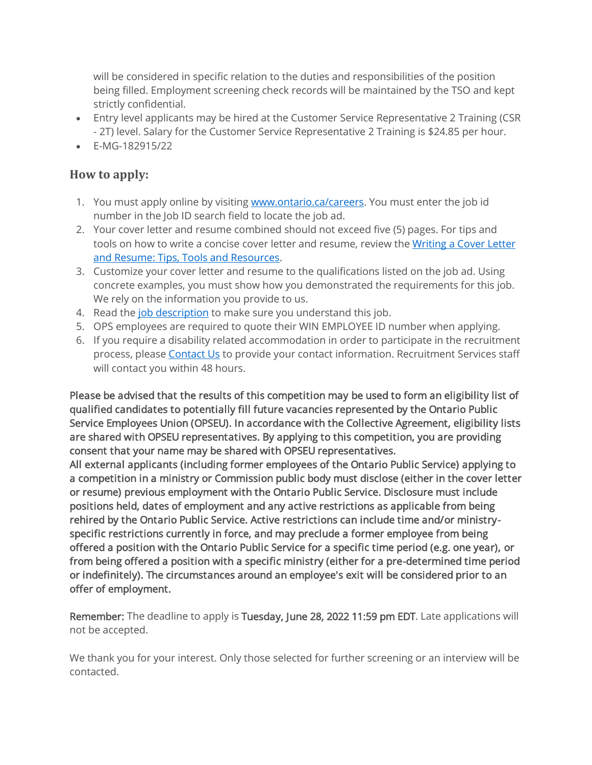- will be considered in specific relation to the duties and responsibilities of the position being filled. Employment screening check records will be maintained by the TSO and kept strictly confidential.
- Entry level applicants may be hired at the Customer Service Representative 2 Training (CSR - 2T) level. Salary for the Customer Service Representative 2 Training is $24.85 per hour.
- E-MG-182915/22

## How to apply:

1. You must apply online by visiting [www.ontario.ca/careers](www.ontario.ca/careers). You must enter the job id number in the Job ID search field to locate the job ad.
2. Your cover letter and resume combined should not exceed five (5) pages. For tips and tools on how to write a concise cover letter and resume, review the Writing a Cover Letter and Resume: Tips, Tools and Resources.
3. Customize your cover letter and resume to the qualifications listed on the job ad. Using concrete examples, you must show how you demonstrated the requirements for this job. We rely on the information you provide to us.
4. Read the job description to make sure you understand this job.
5. OPS employees are required to quote their WIN EMPLOYEE ID number when applying.
6. If you require a disability related accommodation in order to participate in the recruitment process, please Contact Us to provide your contact information. Recruitment Services staff will contact you within 48 hours.

**Please be advised that the results of this competition may be used to form an eligibility list of qualified candidates to potentially fill future vacancies represented by the Ontario Public Service Employees Union (OPSEU). In accordance with the Collective Agreement, eligibility lists are shared with OPSEU representatives. By applying to this competition, you are providing consent that your name may be shared with OPSEU representatives.**
**All external applicants (including former employees of the Ontario Public Service) applying to a competition in a ministry or Commission public body must disclose (either in the cover letter or resume) previous employment with the Ontario Public Service. Disclosure must include positions held, dates of employment and any active restrictions as applicable from being rehired by the Ontario Public Service. Active restrictions can include time and/or ministry-specific restrictions currently in force, and may preclude a former employee from being offered a position with the Ontario Public Service for a specific time period (e.g. one year), or from being offered a position with a specific ministry (either for a pre-determined time period or indefinitely). The circumstances around an employee's exit will be considered prior to an offer of employment.**

**Remember:** The deadline to apply is **Tuesday, June 28, 2022 11:59 pm EDT**. Late applications will not be accepted.

We thank you for your interest. Only those selected for further screening or an interview will be contacted.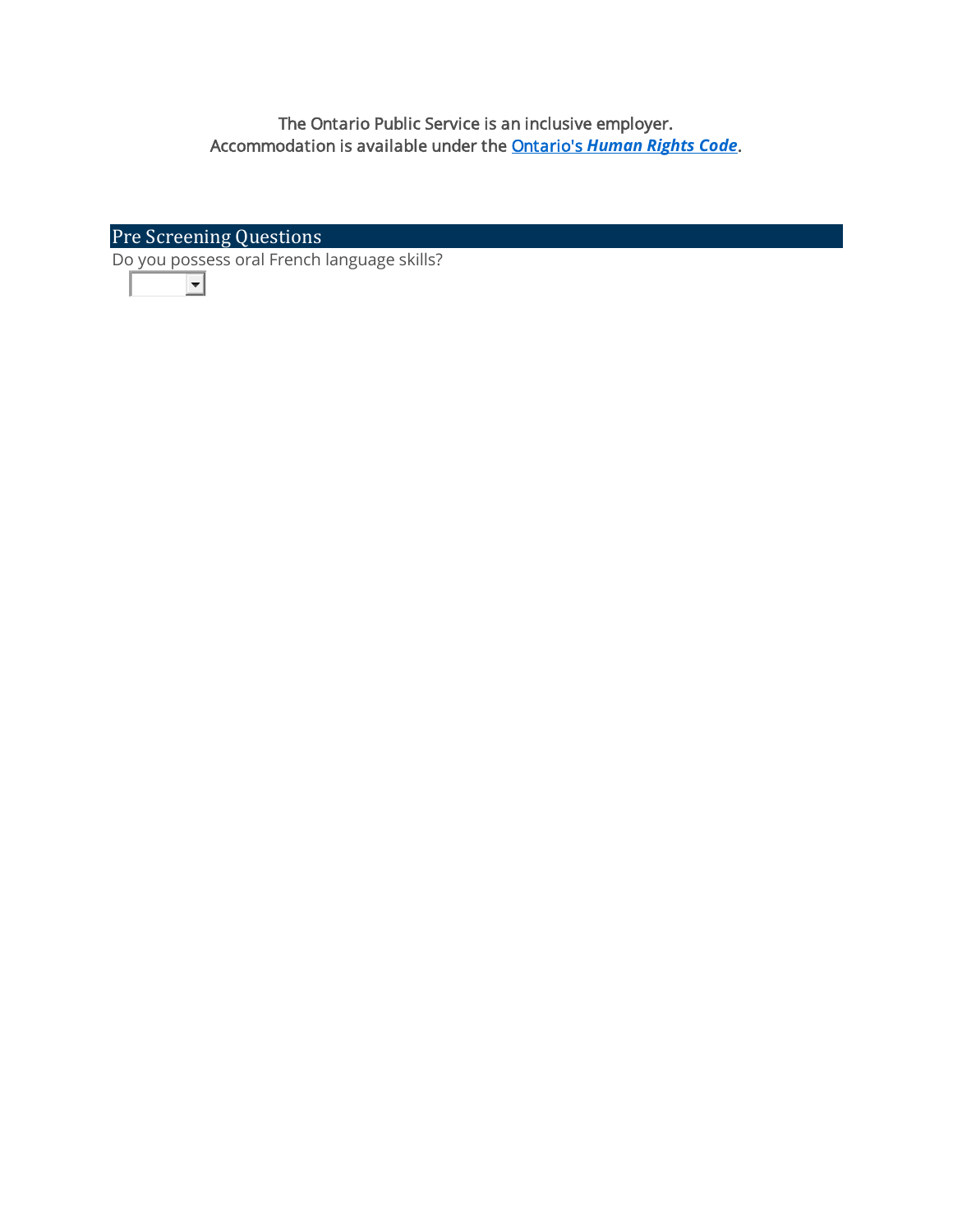The Ontario Public Service is an inclusive employer.
Accommodation is available under the [Ontario's ***Human Rights Code***].

## Pre Screening Questions

Do you possess oral French language skills?